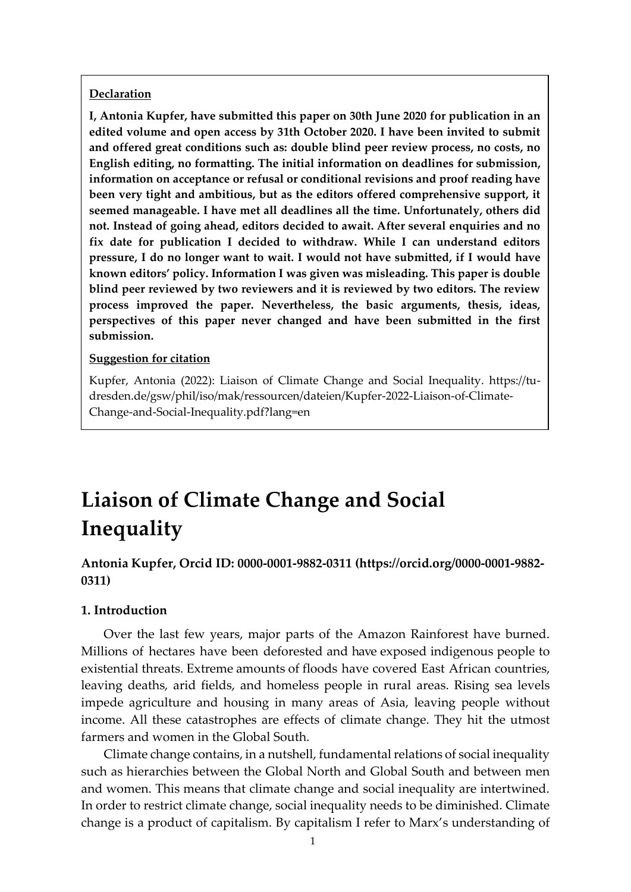**Declaration**

**I, Antonia Kupfer, have submitted this paper on 30th June 2020 for publication in an edited volume and open access by 31th October 2020. I have been invited to submit and offered great conditions such as: double blind peer review process, no costs, no English editing, no formatting. The initial information on deadlines for submission, information on acceptance or refusal or conditional revisions and proof reading have been very tight and ambitious, but as the editors offered comprehensive support, it seemed manageable. I have met all deadlines all the time. Unfortunately, others did not. Instead of going ahead, editors decided to await. After several enquiries and no fix date for publication I decided to withdraw. While I can understand editors pressure, I do no longer want to wait. I would not have submitted, if I would have known editors' policy. Information I was given was misleading. This paper is double blind peer reviewed by two reviewers and it is reviewed by two editors. The review process improved the paper. Nevertheless, the basic arguments, thesis, ideas, perspectives of this paper never changed and have been submitted in the first submission.**

**Suggestion for citation**

Kupfer, Antonia (2022): Liaison of Climate Change and Social Inequality. https://tu-dresden.de/gsw/phil/iso/mak/ressourcen/dateien/Kupfer-2022-Liaison-of-Climate-Change-and-Social-Inequality.pdf?lang=en

# Liaison of Climate Change and Social Inequality

**Antonia Kupfer, Orcid ID: 0000-0001-9882-0311 (https://orcid.org/0000-0001-9882-0311)**

## 1. Introduction

Over the last few years, major parts of the Amazon Rainforest have burned. Millions of hectares have been deforested and have exposed indigenous people to existential threats. Extreme amounts of floods have covered East African countries, leaving deaths, arid fields, and homeless people in rural areas. Rising sea levels impede agriculture and housing in many areas of Asia, leaving people without income. All these catastrophes are effects of climate change. They hit the utmost farmers and women in the Global South.

Climate change contains, in a nutshell, fundamental relations of social inequality such as hierarchies between the Global North and Global South and between men and women. This means that climate change and social inequality are intertwined. In order to restrict climate change, social inequality needs to be diminished. Climate change is a product of capitalism. By capitalism I refer to Marx's understanding of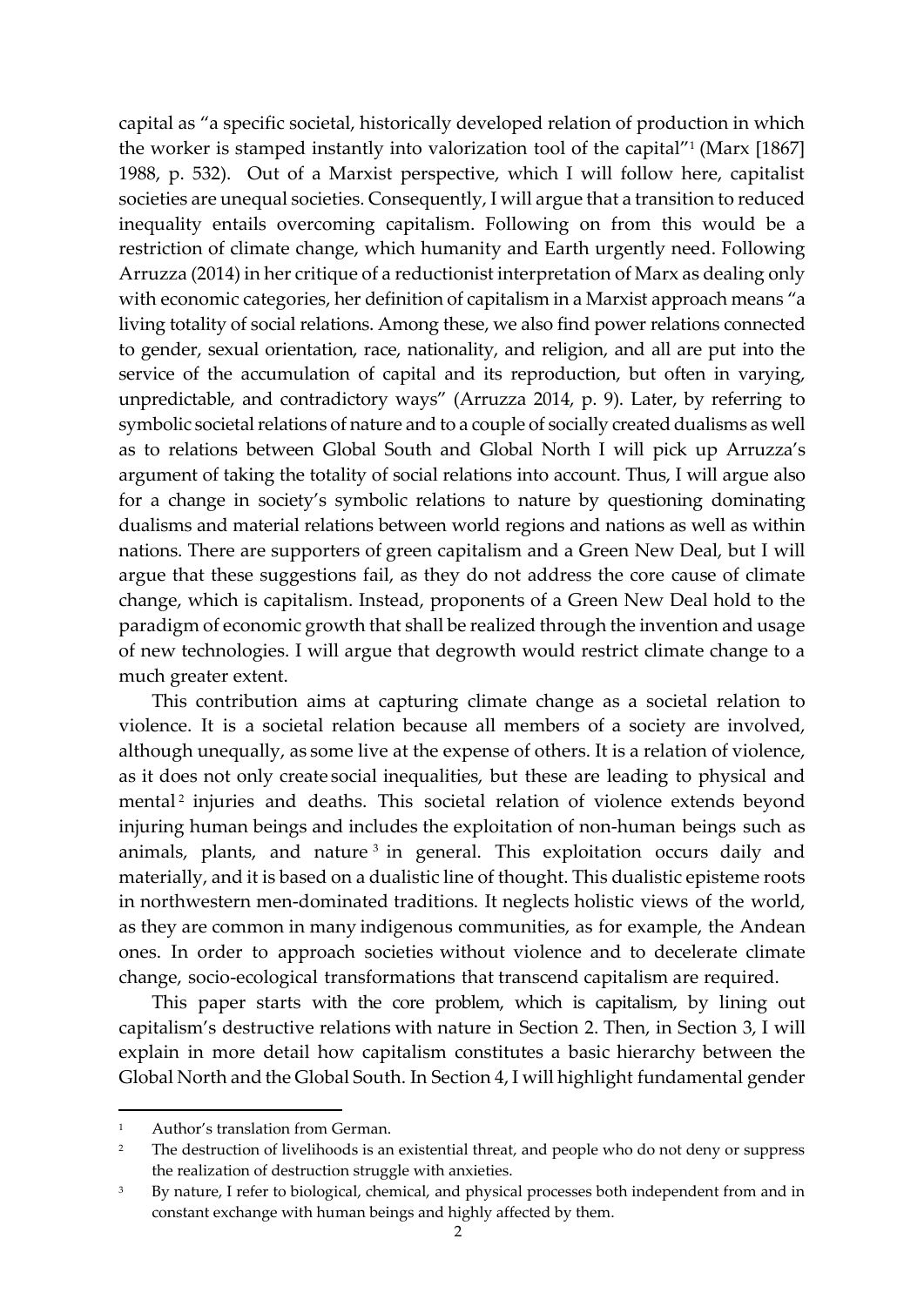capital as "a specific societal, historically developed relation of production in which the worker is stamped instantly into valorization tool of the capital"[1] (Marx [1867] 1988, p. 532). Out of a Marxist perspective, which I will follow here, capitalist societies are unequal societies. Consequently, I will argue that a transition to reduced inequality entails overcoming capitalism. Following on from this would be a restriction of climate change, which humanity and Earth urgently need. Following Arruzza (2014) in her critique of a reductionist interpretation of Marx as dealing only with economic categories, her definition of capitalism in a Marxist approach means "a living totality of social relations. Among these, we also find power relations connected to gender, sexual orientation, race, nationality, and religion, and all are put into the service of the accumulation of capital and its reproduction, but often in varying, unpredictable, and contradictory ways" (Arruzza 2014, p. 9). Later, by referring to symbolic societal relations of nature and to a couple of socially created dualisms as well as to relations between Global South and Global North I will pick up Arruzza's argument of taking the totality of social relations into account. Thus, I will argue also for a change in society's symbolic relations to nature by questioning dominating dualisms and material relations between world regions and nations as well as within nations. There are supporters of green capitalism and a Green New Deal, but I will argue that these suggestions fail, as they do not address the core cause of climate change, which is capitalism. Instead, proponents of a Green New Deal hold to the paradigm of economic growth that shall be realized through the invention and usage of new technologies. I will argue that degrowth would restrict climate change to a much greater extent.

This contribution aims at capturing climate change as a societal relation to violence. It is a societal relation because all members of a society are involved, although unequally, as some live at the expense of others. It is a relation of violence, as it does not only create social inequalities, but these are leading to physical and mental[2] injuries and deaths. This societal relation of violence extends beyond injuring human beings and includes the exploitation of non-human beings such as animals, plants, and nature[3] in general. This exploitation occurs daily and materially, and it is based on a dualistic line of thought. This dualistic episteme roots in northwestern men-dominated traditions. It neglects holistic views of the world, as they are common in many indigenous communities, as for example, the Andean ones. In order to approach societies without violence and to decelerate climate change, socio-ecological transformations that transcend capitalism are required.

This paper starts with the core problem, which is capitalism, by lining out capitalism's destructive relations with nature in Section 2. Then, in Section 3, I will explain in more detail how capitalism constitutes a basic hierarchy between the Global North and the Global South. In Section 4, I will highlight fundamental gender

---

[1] Author's translation from German.

[2] The destruction of livelihoods is an existential threat, and people who do not deny or suppress the realization of destruction struggle with anxieties.

[3] By nature, I refer to biological, chemical, and physical processes both independent from and in constant exchange with human beings and highly affected by them.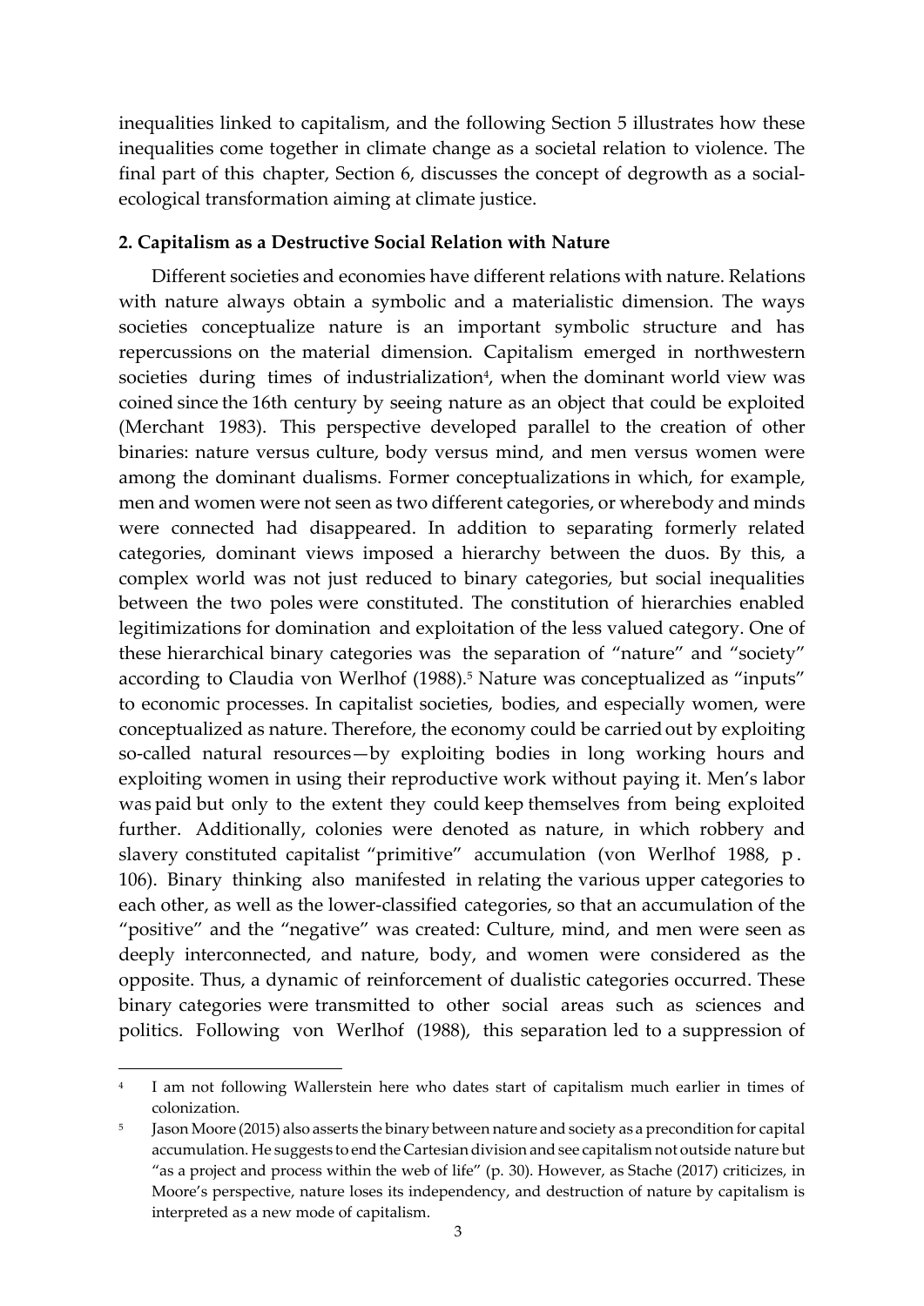inequalities linked to capitalism, and the following Section 5 illustrates how these inequalities come together in climate change as a societal relation to violence. The final part of this chapter, Section 6, discusses the concept of degrowth as a social-ecological transformation aiming at climate justice.

**2. Capitalism as a Destructive Social Relation with Nature**

Different societies and economies have different relations with nature. Relations with nature always obtain a symbolic and a materialistic dimension. The ways societies conceptualize nature is an important symbolic structure and has repercussions on the material dimension. Capitalism emerged in northwestern societies during times of industrialization[4], when the dominant world view was coined since the 16th century by seeing nature as an object that could be exploited (Merchant 1983). This perspective developed parallel to the creation of other binaries: nature versus culture, body versus mind, and men versus women were among the dominant dualisms. Former conceptualizations in which, for example, men and women were not seen as two different categories, or wherebody and minds were connected had disappeared. In addition to separating formerly related categories, dominant views imposed a hierarchy between the duos. By this, a complex world was not just reduced to binary categories, but social inequalities between the two poles were constituted. The constitution of hierarchies enabled legitimizations for domination and exploitation of the less valued category. One of these hierarchical binary categories was the separation of "nature" and "society" according to Claudia von Werlhof (1988).[5] Nature was conceptualized as "inputs" to economic processes. In capitalist societies, bodies, and especially women, were conceptualized as nature. Therefore, the economy could be carried out by exploiting so-called natural resources—by exploiting bodies in long working hours and exploiting women in using their reproductive work without paying it. Men's labor was paid but only to the extent they could keep themselves from being exploited further. Additionally, colonies were denoted as nature, in which robbery and slavery constituted capitalist "primitive" accumulation (von Werlhof 1988, p. 106). Binary thinking also manifested in relating the various upper categories to each other, as well as the lower-classified categories, so that an accumulation of the "positive" and the "negative" was created: Culture, mind, and men were seen as deeply interconnected, and nature, body, and women were considered as the opposite. Thus, a dynamic of reinforcement of dualistic categories occurred. These binary categories were transmitted to other social areas such as sciences and politics. Following von Werlhof (1988), this separation led to a suppression of

---

[4] I am not following Wallerstein here who dates start of capitalism much earlier in times of colonization.

[5] Jason Moore (2015) also asserts the binary between nature and society as a precondition for capital accumulation. He suggests to end the Cartesian division and see capitalism not outside nature but "as a project and process within the web of life" (p. 30). However, as Stache (2017) criticizes, in Moore's perspective, nature loses its independency, and destruction of nature by capitalism is interpreted as a new mode of capitalism.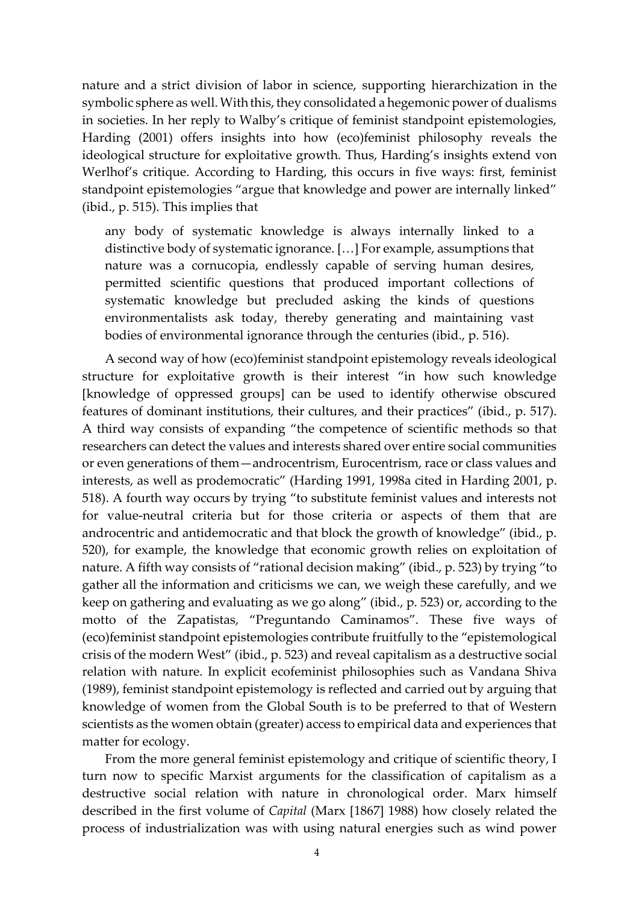nature and a strict division of labor in science, supporting hierarchization in the symbolic sphere as well. With this, they consolidated a hegemonic power of dualisms in societies. In her reply to Walby's critique of feminist standpoint epistemologies, Harding (2001) offers insights into how (eco)feminist philosophy reveals the ideological structure for exploitative growth. Thus, Harding's insights extend von Werlhof's critique. According to Harding, this occurs in five ways: first, feminist standpoint epistemologies "argue that knowledge and power are internally linked" (ibid., p. 515). This implies that

> any body of systematic knowledge is always internally linked to a distinctive body of systematic ignorance. […] For example, assumptions that nature was a cornucopia, endlessly capable of serving human desires, permitted scientific questions that produced important collections of systematic knowledge but precluded asking the kinds of questions environmentalists ask today, thereby generating and maintaining vast bodies of environmental ignorance through the centuries (ibid., p. 516).

A second way of how (eco)feminist standpoint epistemology reveals ideological structure for exploitative growth is their interest "in how such knowledge [knowledge of oppressed groups] can be used to identify otherwise obscured features of dominant institutions, their cultures, and their practices" (ibid., p. 517). A third way consists of expanding "the competence of scientific methods so that researchers can detect the values and interests shared over entire social communities or even generations of them—androcentrism, Eurocentrism, race or class values and interests, as well as prodemocratic" (Harding 1991, 1998a cited in Harding 2001, p. 518). A fourth way occurs by trying "to substitute feminist values and interests not for value-neutral criteria but for those criteria or aspects of them that are androcentric and antidemocratic and that block the growth of knowledge" (ibid., p. 520), for example, the knowledge that economic growth relies on exploitation of nature. A fifth way consists of "rational decision making" (ibid., p. 523) by trying "to gather all the information and criticisms we can, we weigh these carefully, and we keep on gathering and evaluating as we go along" (ibid., p. 523) or, according to the motto of the Zapatistas, "Preguntando Caminamos". These five ways of (eco)feminist standpoint epistemologies contribute fruitfully to the "epistemological crisis of the modern West" (ibid., p. 523) and reveal capitalism as a destructive social relation with nature. In explicit ecofeminist philosophies such as Vandana Shiva (1989), feminist standpoint epistemology is reflected and carried out by arguing that knowledge of women from the Global South is to be preferred to that of Western scientists as the women obtain (greater) access to empirical data and experiences that matter for ecology.

From the more general feminist epistemology and critique of scientific theory, I turn now to specific Marxist arguments for the classification of capitalism as a destructive social relation with nature in chronological order. Marx himself described in the first volume of *Capital* (Marx [1867] 1988) how closely related the process of industrialization was with using natural energies such as wind power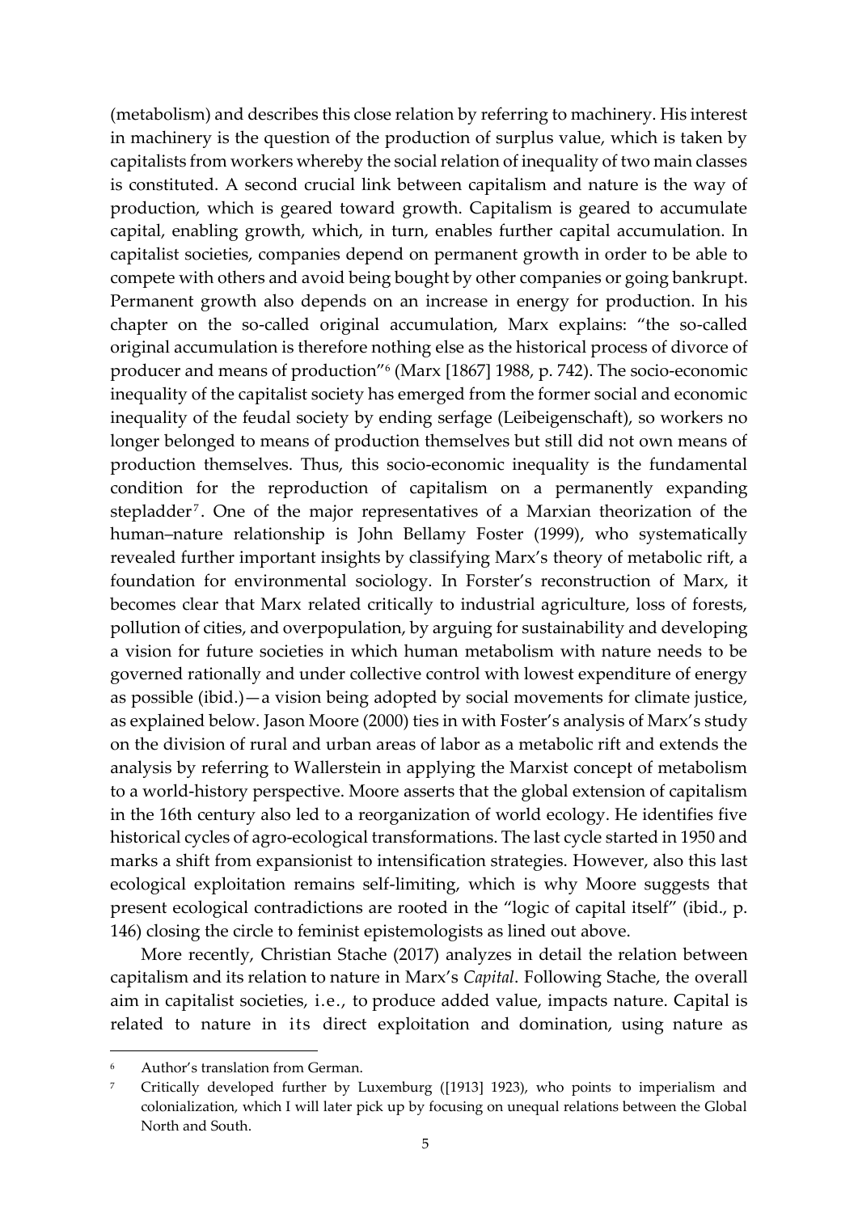(metabolism) and describes this close relation by referring to machinery. His interest in machinery is the question of the production of surplus value, which is taken by capitalists from workers whereby the social relation of inequality of two main classes is constituted. A second crucial link between capitalism and nature is the way of production, which is geared toward growth. Capitalism is geared to accumulate capital, enabling growth, which, in turn, enables further capital accumulation. In capitalist societies, companies depend on permanent growth in order to be able to compete with others and avoid being bought by other companies or going bankrupt. Permanent growth also depends on an increase in energy for production. In his chapter on the so-called original accumulation, Marx explains: "the so-called original accumulation is therefore nothing else as the historical process of divorce of producer and means of production"[6] (Marx [1867] 1988, p. 742). The socio-economic inequality of the capitalist society has emerged from the former social and economic inequality of the feudal society by ending serfage (Leibeigenschaft), so workers no longer belonged to means of production themselves but still did not own means of production themselves. Thus, this socio-economic inequality is the fundamental condition for the reproduction of capitalism on a permanently expanding stepladder[7]. One of the major representatives of a Marxian theorization of the human–nature relationship is John Bellamy Foster (1999), who systematically revealed further important insights by classifying Marx's theory of metabolic rift, a foundation for environmental sociology. In Forster's reconstruction of Marx, it becomes clear that Marx related critically to industrial agriculture, loss of forests, pollution of cities, and overpopulation, by arguing for sustainability and developing a vision for future societies in which human metabolism with nature needs to be governed rationally and under collective control with lowest expenditure of energy as possible (ibid.)—a vision being adopted by social movements for climate justice, as explained below. Jason Moore (2000) ties in with Foster's analysis of Marx's study on the division of rural and urban areas of labor as a metabolic rift and extends the analysis by referring to Wallerstein in applying the Marxist concept of metabolism to a world-history perspective. Moore asserts that the global extension of capitalism in the 16th century also led to a reorganization of world ecology. He identifies five historical cycles of agro-ecological transformations. The last cycle started in 1950 and marks a shift from expansionist to intensification strategies. However, also this last ecological exploitation remains self-limiting, which is why Moore suggests that present ecological contradictions are rooted in the "logic of capital itself" (ibid., p. 146) closing the circle to feminist epistemologists as lined out above.

More recently, Christian Stache (2017) analyzes in detail the relation between capitalism and its relation to nature in Marx's *Capital*. Following Stache, the overall aim in capitalist societies, i.e., to produce added value, impacts nature. Capital is related to nature in its direct exploitation and domination, using nature as

---

[6] Author's translation from German.

[7] Critically developed further by Luxemburg ([1913] 1923), who points to imperialism and colonialization, which I will later pick up by focusing on unequal relations between the Global North and South.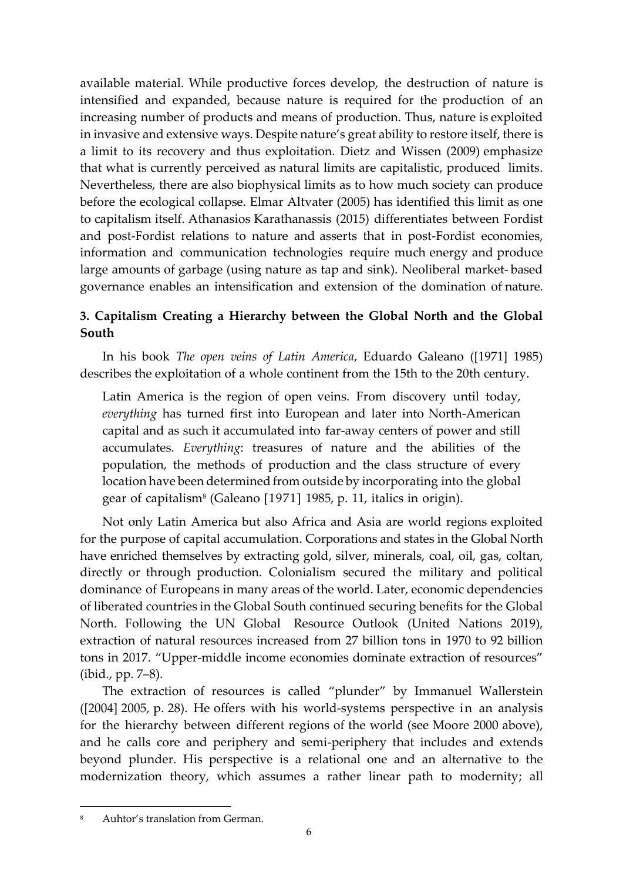available material. While productive forces develop, the destruction of nature is intensified and expanded, because nature is required for the production of an increasing number of products and means of production. Thus, nature is exploited in invasive and extensive ways. Despite nature's great ability to restore itself, there is a limit to its recovery and thus exploitation. Dietz and Wissen (2009) emphasize that what is currently perceived as natural limits are capitalistic, produced limits. Nevertheless, there are also biophysical limits as to how much society can produce before the ecological collapse. Elmar Altvater (2005) has identified this limit as one to capitalism itself. Athanasios Karathanassis (2015) differentiates between Fordist and post-Fordist relations to nature and asserts that in post-Fordist economies, information and communication technologies require much energy and produce large amounts of garbage (using nature as tap and sink). Neoliberal market-based governance enables an intensification and extension of the domination of nature.

## 3. Capitalism Creating a Hierarchy between the Global North and the Global South

In his book *The open veins of Latin America*, Eduardo Galeano ([1971] 1985) describes the exploitation of a whole continent from the 15th to the 20th century.

> Latin America is the region of open veins. From discovery until today, *everything* has turned first into European and later into North-American capital and as such it accumulated into far-away centers of power and still accumulates. *Everything*: treasures of nature and the abilities of the population, the methods of production and the class structure of every location have been determined from outside by incorporating into the global gear of capitalism[8] (Galeano [1971] 1985, p. 11, italics in origin).

Not only Latin America but also Africa and Asia are world regions exploited for the purpose of capital accumulation. Corporations and states in the Global North have enriched themselves by extracting gold, silver, minerals, coal, oil, gas, coltan, directly or through production. Colonialism secured the military and political dominance of Europeans in many areas of the world. Later, economic dependencies of liberated countries in the Global South continued securing benefits for the Global North. Following the UN Global Resource Outlook (United Nations 2019), extraction of natural resources increased from 27 billion tons in 1970 to 92 billion tons in 2017. "Upper-middle income economies dominate extraction of resources" (ibid., pp. 7–8).

The extraction of resources is called "plunder" by Immanuel Wallerstein ([2004] 2005, p. 28). He offers with his world-systems perspective in an analysis for the hierarchy between different regions of the world (see Moore 2000 above), and he calls core and periphery and semi-periphery that includes and extends beyond plunder. His perspective is a relational one and an alternative to the modernization theory, which assumes a rather linear path to modernity; all

---

[8] Auhtor's translation from German.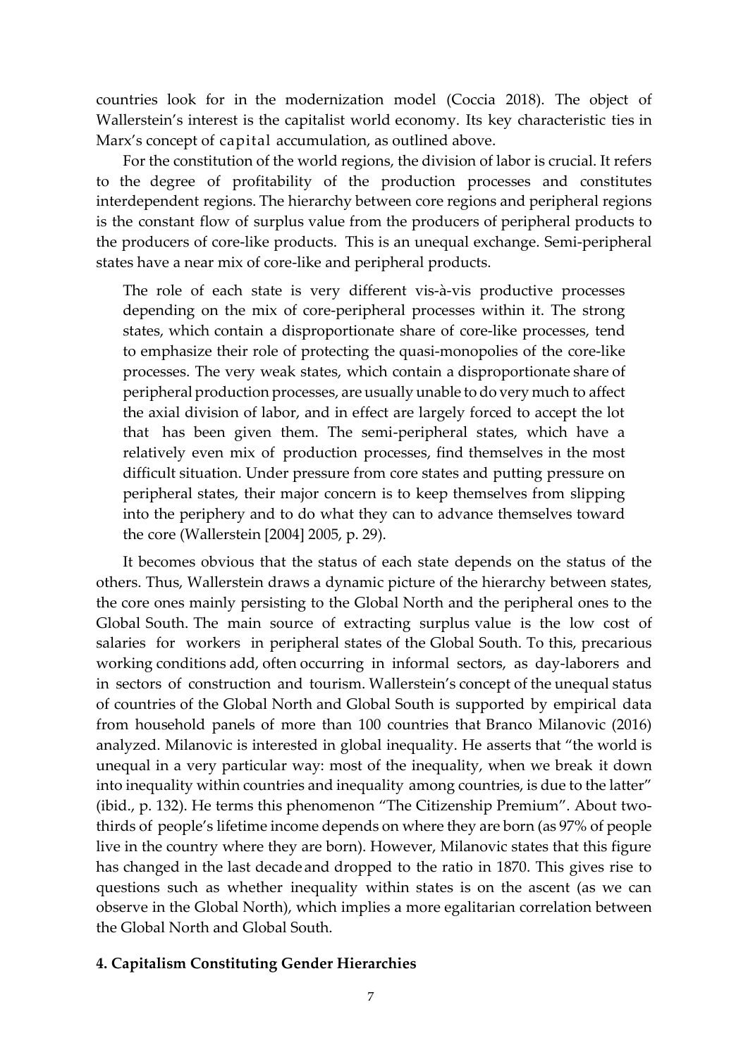countries look for in the modernization model (Coccia 2018). The object of Wallerstein's interest is the capitalist world economy. Its key characteristic ties in Marx's concept of capital accumulation, as outlined above.

For the constitution of the world regions, the division of labor is crucial. It refers to the degree of profitability of the production processes and constitutes interdependent regions. The hierarchy between core regions and peripheral regions is the constant flow of surplus value from the producers of peripheral products to the producers of core-like products. This is an unequal exchange. Semi-peripheral states have a near mix of core-like and peripheral products.

> The role of each state is very different vis-à-vis productive processes depending on the mix of core-peripheral processes within it. The strong states, which contain a disproportionate share of core-like processes, tend to emphasize their role of protecting the quasi-monopolies of the core-like processes. The very weak states, which contain a disproportionate share of peripheral production processes, are usually unable to do very much to affect the axial division of labor, and in effect are largely forced to accept the lot that has been given them. The semi-peripheral states, which have a relatively even mix of production processes, find themselves in the most difficult situation. Under pressure from core states and putting pressure on peripheral states, their major concern is to keep themselves from slipping into the periphery and to do what they can to advance themselves toward the core (Wallerstein [2004] 2005, p. 29).

It becomes obvious that the status of each state depends on the status of the others. Thus, Wallerstein draws a dynamic picture of the hierarchy between states, the core ones mainly persisting to the Global North and the peripheral ones to the Global South. The main source of extracting surplus value is the low cost of salaries for workers in peripheral states of the Global South. To this, precarious working conditions add, often occurring in informal sectors, as day-laborers and in sectors of construction and tourism. Wallerstein's concept of the unequal status of countries of the Global North and Global South is supported by empirical data from household panels of more than 100 countries that Branco Milanovic (2016) analyzed. Milanovic is interested in global inequality. He asserts that "the world is unequal in a very particular way: most of the inequality, when we break it down into inequality within countries and inequality among countries, is due to the latter" (ibid., p. 132). He terms this phenomenon "The Citizenship Premium". About two-thirds of people's lifetime income depends on where they are born (as 97% of people live in the country where they are born). However, Milanovic states that this figure has changed in the last decade and dropped to the ratio in 1870. This gives rise to questions such as whether inequality within states is on the ascent (as we can observe in the Global North), which implies a more egalitarian correlation between the Global North and Global South.

## 4. Capitalism Constituting Gender Hierarchies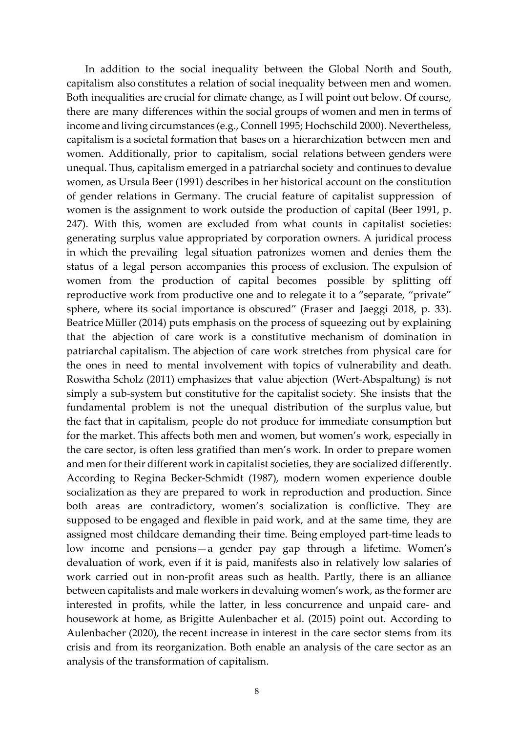In addition to the social inequality between the Global North and South, capitalism also constitutes a relation of social inequality between men and women. Both inequalities are crucial for climate change, as I will point out below. Of course, there are many differences within the social groups of women and men in terms of income and living circumstances (e.g., Connell 1995; Hochschild 2000). Nevertheless, capitalism is a societal formation that bases on a hierarchization between men and women. Additionally, prior to capitalism, social relations between genders were unequal. Thus, capitalism emerged in a patriarchal society and continues to devalue women, as Ursula Beer (1991) describes in her historical account on the constitution of gender relations in Germany. The crucial feature of capitalist suppression of women is the assignment to work outside the production of capital (Beer 1991, p. 247). With this, women are excluded from what counts in capitalist societies: generating surplus value appropriated by corporation owners. A juridical process in which the prevailing legal situation patronizes women and denies them the status of a legal person accompanies this process of exclusion. The expulsion of women from the production of capital becomes possible by splitting off reproductive work from productive one and to relegate it to a "separate, "private" sphere, where its social importance is obscured" (Fraser and Jaeggi 2018, p. 33). Beatrice Müller (2014) puts emphasis on the process of squeezing out by explaining that the abjection of care work is a constitutive mechanism of domination in patriarchal capitalism. The abjection of care work stretches from physical care for the ones in need to mental involvement with topics of vulnerability and death. Roswitha Scholz (2011) emphasizes that value abjection (Wert-Abspaltung) is not simply a sub-system but constitutive for the capitalist society. She insists that the fundamental problem is not the unequal distribution of the surplus value, but the fact that in capitalism, people do not produce for immediate consumption but for the market. This affects both men and women, but women's work, especially in the care sector, is often less gratified than men's work. In order to prepare women and men for their different work in capitalist societies, they are socialized differently. According to Regina Becker-Schmidt (1987), modern women experience double socialization as they are prepared to work in reproduction and production. Since both areas are contradictory, women's socialization is conflictive. They are supposed to be engaged and flexible in paid work, and at the same time, they are assigned most childcare demanding their time. Being employed part-time leads to low income and pensions—a gender pay gap through a lifetime. Women's devaluation of work, even if it is paid, manifests also in relatively low salaries of work carried out in non-profit areas such as health. Partly, there is an alliance between capitalists and male workers in devaluing women's work, as the former are interested in profits, while the latter, in less concurrence and unpaid care- and housework at home, as Brigitte Aulenbacher et al. (2015) point out. According to Aulenbacher (2020), the recent increase in interest in the care sector stems from its crisis and from its reorganization. Both enable an analysis of the care sector as an analysis of the transformation of capitalism.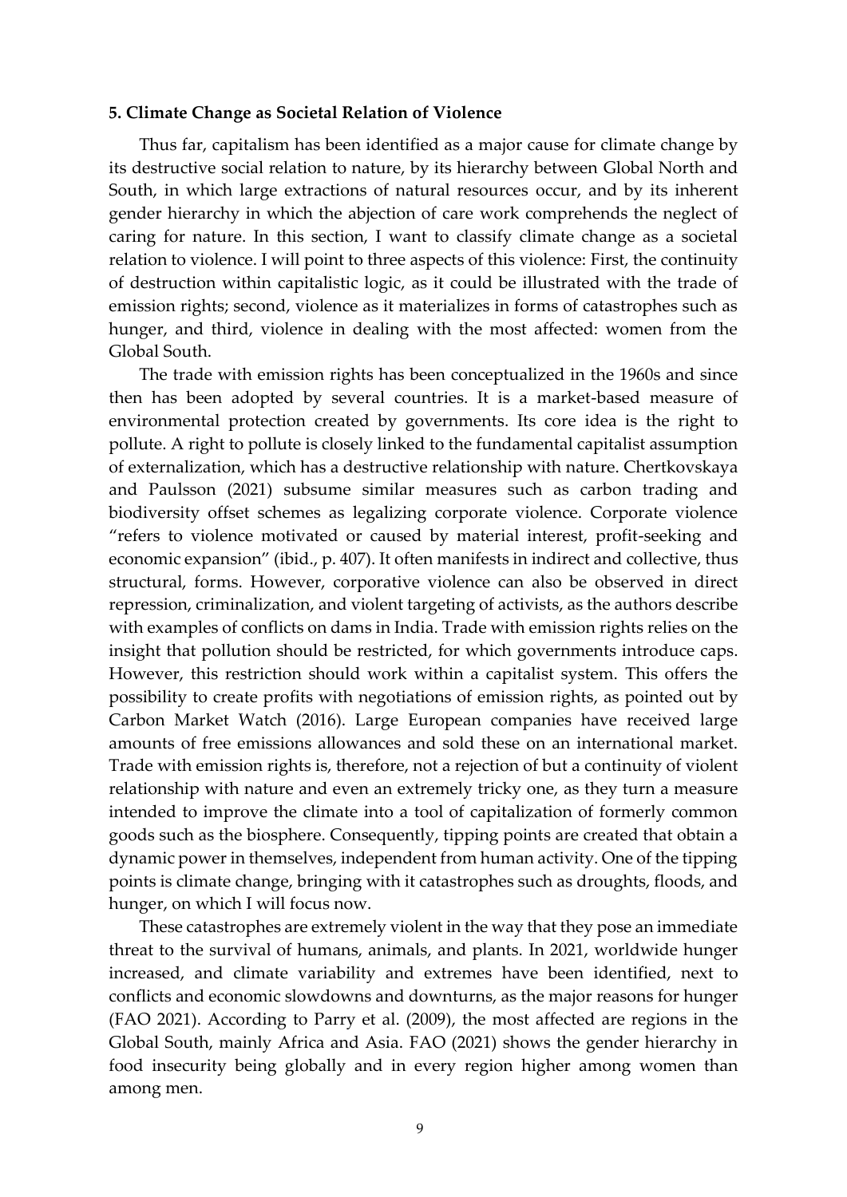**5. Climate Change as Societal Relation of Violence**

Thus far, capitalism has been identified as a major cause for climate change by its destructive social relation to nature, by its hierarchy between Global North and South, in which large extractions of natural resources occur, and by its inherent gender hierarchy in which the abjection of care work comprehends the neglect of caring for nature. In this section, I want to classify climate change as a societal relation to violence. I will point to three aspects of this violence: First, the continuity of destruction within capitalistic logic, as it could be illustrated with the trade of emission rights; second, violence as it materializes in forms of catastrophes such as hunger, and third, violence in dealing with the most affected: women from the Global South.

The trade with emission rights has been conceptualized in the 1960s and since then has been adopted by several countries. It is a market-based measure of environmental protection created by governments. Its core idea is the right to pollute. A right to pollute is closely linked to the fundamental capitalist assumption of externalization, which has a destructive relationship with nature. Chertkovskaya and Paulsson (2021) subsume similar measures such as carbon trading and biodiversity offset schemes as legalizing corporate violence. Corporate violence "refers to violence motivated or caused by material interest, profit-seeking and economic expansion" (ibid., p. 407). It often manifests in indirect and collective, thus structural, forms. However, corporative violence can also be observed in direct repression, criminalization, and violent targeting of activists, as the authors describe with examples of conflicts on dams in India. Trade with emission rights relies on the insight that pollution should be restricted, for which governments introduce caps. However, this restriction should work within a capitalist system. This offers the possibility to create profits with negotiations of emission rights, as pointed out by Carbon Market Watch (2016). Large European companies have received large amounts of free emissions allowances and sold these on an international market. Trade with emission rights is, therefore, not a rejection of but a continuity of violent relationship with nature and even an extremely tricky one, as they turn a measure intended to improve the climate into a tool of capitalization of formerly common goods such as the biosphere. Consequently, tipping points are created that obtain a dynamic power in themselves, independent from human activity. One of the tipping points is climate change, bringing with it catastrophes such as droughts, floods, and hunger, on which I will focus now.

These catastrophes are extremely violent in the way that they pose an immediate threat to the survival of humans, animals, and plants. In 2021, worldwide hunger increased, and climate variability and extremes have been identified, next to conflicts and economic slowdowns and downturns, as the major reasons for hunger (FAO 2021). According to Parry et al. (2009), the most affected are regions in the Global South, mainly Africa and Asia. FAO (2021) shows the gender hierarchy in food insecurity being globally and in every region higher among women than among men.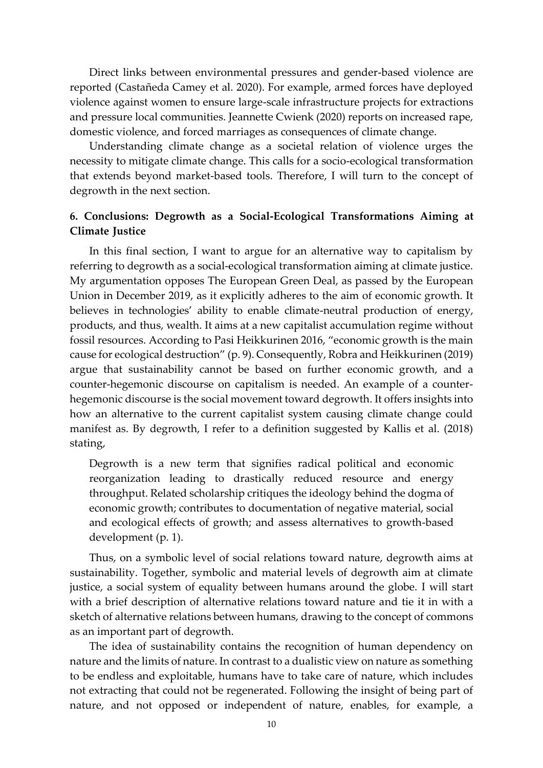Direct links between environmental pressures and gender-based violence are reported (Castañeda Camey et al. 2020). For example, armed forces have deployed violence against women to ensure large-scale infrastructure projects for extractions and pressure local communities. Jeannette Cwienk (2020) reports on increased rape, domestic violence, and forced marriages as consequences of climate change.

Understanding climate change as a societal relation of violence urges the necessity to mitigate climate change. This calls for a socio-ecological transformation that extends beyond market-based tools. Therefore, I will turn to the concept of degrowth in the next section.

## 6. Conclusions: Degrowth as a Social-Ecological Transformations Aiming at Climate Justice

In this final section, I want to argue for an alternative way to capitalism by referring to degrowth as a social-ecological transformation aiming at climate justice. My argumentation opposes The European Green Deal, as passed by the European Union in December 2019, as it explicitly adheres to the aim of economic growth. It believes in technologies' ability to enable climate-neutral production of energy, products, and thus, wealth. It aims at a new capitalist accumulation regime without fossil resources. According to Pasi Heikkurinen 2016, "economic growth is the main cause for ecological destruction" (p. 9). Consequently, Robra and Heikkurinen (2019) argue that sustainability cannot be based on further economic growth, and a counter-hegemonic discourse on capitalism is needed. An example of a counter-hegemonic discourse is the social movement toward degrowth. It offers insights into how an alternative to the current capitalist system causing climate change could manifest as. By degrowth, I refer to a definition suggested by Kallis et al. (2018) stating,

> Degrowth is a new term that signifies radical political and economic reorganization leading to drastically reduced resource and energy throughput. Related scholarship critiques the ideology behind the dogma of economic growth; contributes to documentation of negative material, social and ecological effects of growth; and assess alternatives to growth-based development (p. 1).

Thus, on a symbolic level of social relations toward nature, degrowth aims at sustainability. Together, symbolic and material levels of degrowth aim at climate justice, a social system of equality between humans around the globe. I will start with a brief description of alternative relations toward nature and tie it in with a sketch of alternative relations between humans, drawing to the concept of commons as an important part of degrowth.

The idea of sustainability contains the recognition of human dependency on nature and the limits of nature. In contrast to a dualistic view on nature as something to be endless and exploitable, humans have to take care of nature, which includes not extracting that could not be regenerated. Following the insight of being part of nature, and not opposed or independent of nature, enables, for example, a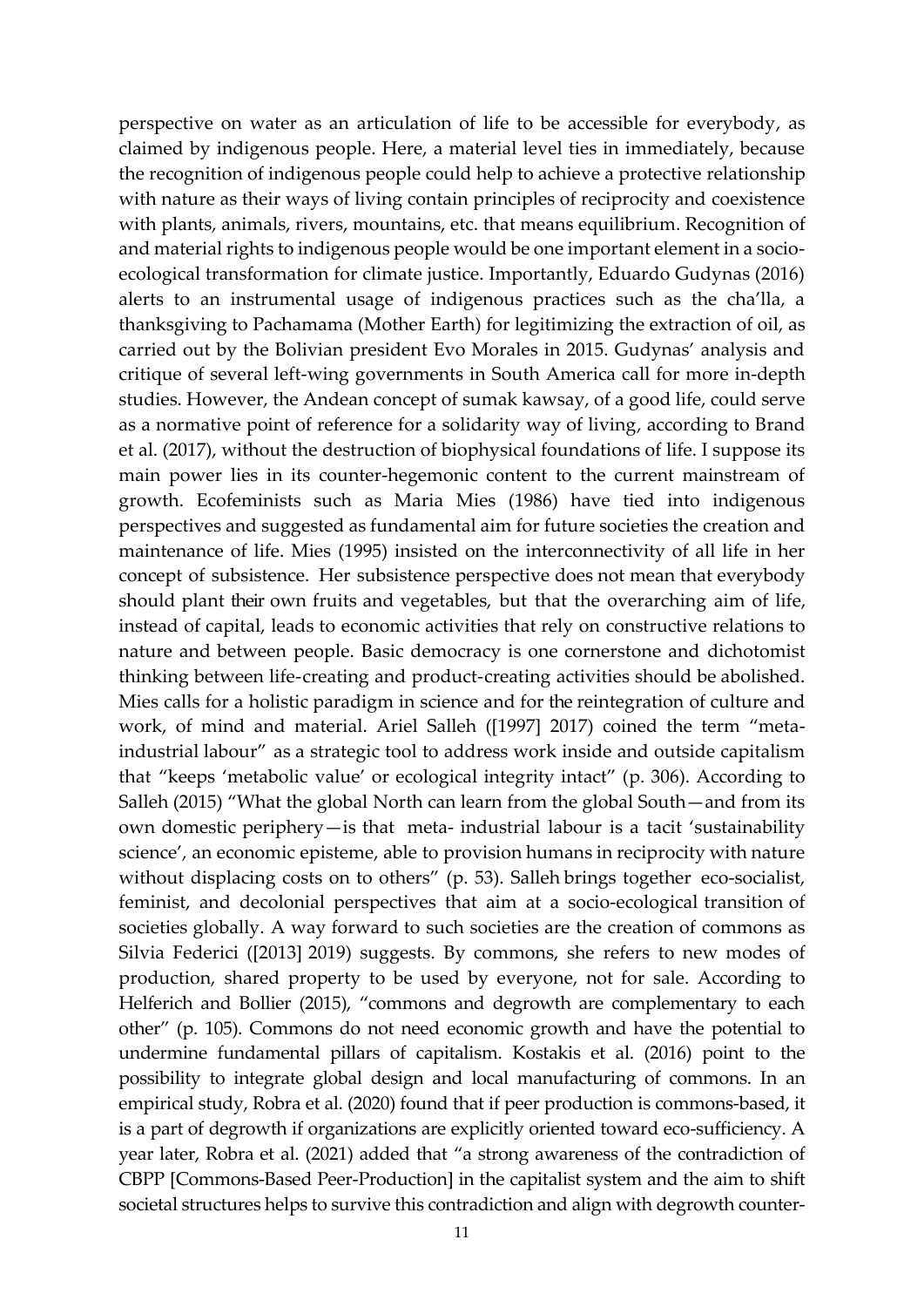perspective on water as an articulation of life to be accessible for everybody, as claimed by indigenous people. Here, a material level ties in immediately, because the recognition of indigenous people could help to achieve a protective relationship with nature as their ways of living contain principles of reciprocity and coexistence with plants, animals, rivers, mountains, etc. that means equilibrium. Recognition of and material rights to indigenous people would be one important element in a socio-ecological transformation for climate justice. Importantly, Eduardo Gudynas (2016) alerts to an instrumental usage of indigenous practices such as the cha'lla, a thanksgiving to Pachamama (Mother Earth) for legitimizing the extraction of oil, as carried out by the Bolivian president Evo Morales in 2015. Gudynas' analysis and critique of several left-wing governments in South America call for more in-depth studies. However, the Andean concept of sumak kawsay, of a good life, could serve as a normative point of reference for a solidarity way of living, according to Brand et al. (2017), without the destruction of biophysical foundations of life. I suppose its main power lies in its counter-hegemonic content to the current mainstream of growth. Ecofeminists such as Maria Mies (1986) have tied into indigenous perspectives and suggested as fundamental aim for future societies the creation and maintenance of life. Mies (1995) insisted on the interconnectivity of all life in her concept of subsistence. Her subsistence perspective does not mean that everybody should plant their own fruits and vegetables, but that the overarching aim of life, instead of capital, leads to economic activities that rely on constructive relations to nature and between people. Basic democracy is one cornerstone and dichotomist thinking between life-creating and product-creating activities should be abolished. Mies calls for a holistic paradigm in science and for the reintegration of culture and work, of mind and material. Ariel Salleh ([1997] 2017) coined the term "meta-industrial labour" as a strategic tool to address work inside and outside capitalism that "keeps 'metabolic value' or ecological integrity intact" (p. 306). According to Salleh (2015) "What the global North can learn from the global South—and from its own domestic periphery—is that meta- industrial labour is a tacit 'sustainability science', an economic episteme, able to provision humans in reciprocity with nature without displacing costs on to others" (p. 53). Salleh brings together eco-socialist, feminist, and decolonial perspectives that aim at a socio-ecological transition of societies globally. A way forward to such societies are the creation of commons as Silvia Federici ([2013] 2019) suggests. By commons, she refers to new modes of production, shared property to be used by everyone, not for sale. According to Helferich and Bollier (2015), "commons and degrowth are complementary to each other" (p. 105). Commons do not need economic growth and have the potential to undermine fundamental pillars of capitalism. Kostakis et al. (2016) point to the possibility to integrate global design and local manufacturing of commons. In an empirical study, Robra et al. (2020) found that if peer production is commons-based, it is a part of degrowth if organizations are explicitly oriented toward eco-sufficiency. A year later, Robra et al. (2021) added that "a strong awareness of the contradiction of CBPP [Commons-Based Peer-Production] in the capitalist system and the aim to shift societal structures helps to survive this contradiction and align with degrowth counter-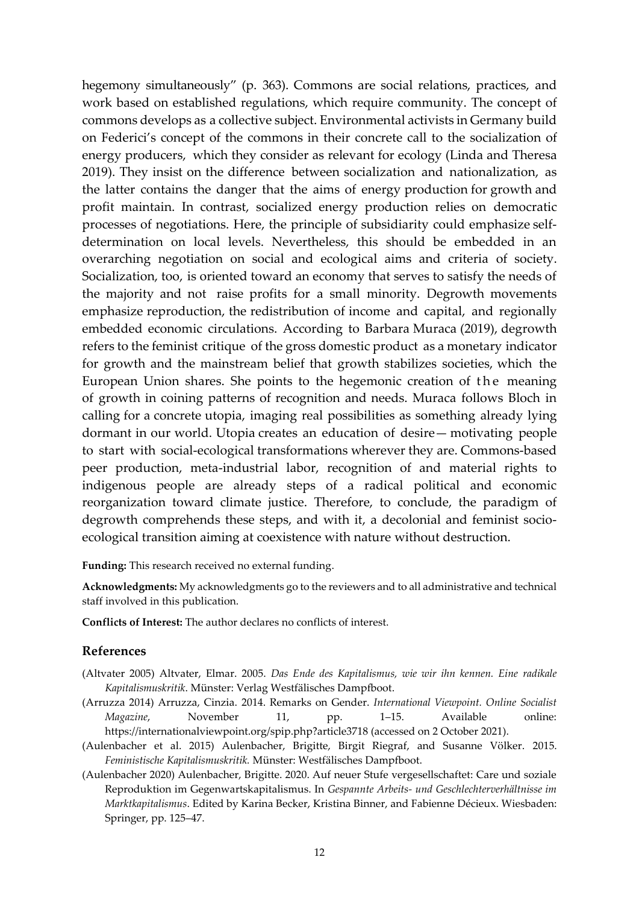hegemony simultaneously" (p. 363). Commons are social relations, practices, and work based on established regulations, which require community. The concept of commons develops as a collective subject. Environmental activists in Germany build on Federici's concept of the commons in their concrete call to the socialization of energy producers, which they consider as relevant for ecology (Linda and Theresa 2019). They insist on the difference between socialization and nationalization, as the latter contains the danger that the aims of energy production for growth and profit maintain. In contrast, socialized energy production relies on democratic processes of negotiations. Here, the principle of subsidiarity could emphasize self-determination on local levels. Nevertheless, this should be embedded in an overarching negotiation on social and ecological aims and criteria of society. Socialization, too, is oriented toward an economy that serves to satisfy the needs of the majority and not raise profits for a small minority. Degrowth movements emphasize reproduction, the redistribution of income and capital, and regionally embedded economic circulations. According to Barbara Muraca (2019), degrowth refers to the feminist critique of the gross domestic product as a monetary indicator for growth and the mainstream belief that growth stabilizes societies, which the European Union shares. She points to the hegemonic creation of the meaning of growth in coining patterns of recognition and needs. Muraca follows Bloch in calling for a concrete utopia, imaging real possibilities as something already lying dormant in our world. Utopia creates an education of desire— motivating people to start with social-ecological transformations wherever they are. Commons-based peer production, meta-industrial labor, recognition of and material rights to indigenous people are already steps of a radical political and economic reorganization toward climate justice. Therefore, to conclude, the paradigm of degrowth comprehends these steps, and with it, a decolonial and feminist socio-ecological transition aiming at coexistence with nature without destruction.

**Funding:** This research received no external funding.

**Acknowledgments:** My acknowledgments go to the reviewers and to all administrative and technical staff involved in this publication.

**Conflicts of Interest:** The author declares no conflicts of interest.

## References

(Altvater 2005) Altvater, Elmar. 2005. *Das Ende des Kapitalismus, wie wir ihn kennen. Eine radikale Kapitalismuskritik*. Münster: Verlag Westfälisches Dampfboot.

(Arruzza 2014) Arruzza, Cinzia. 2014. Remarks on Gender. *International Viewpoint. Online Socialist Magazine*, November 11, pp. 1–15. Available online: https://internationalviewpoint.org/spip.php?article3718 (accessed on 2 October 2021).

(Aulenbacher et al. 2015) Aulenbacher, Brigitte, Birgit Riegraf, and Susanne Völker. 2015. *Feministische Kapitalismuskritik.* Münster: Westfälisches Dampfboot.

(Aulenbacher 2020) Aulenbacher, Brigitte. 2020. Auf neuer Stufe vergesellschaftet: Care und soziale Reproduktion im Gegenwartskapitalismus. In *Gespannte Arbeits- und Geschlechterverhältnisse im Marktkapitalismus*. Edited by Karina Becker, Kristina Binner, and Fabienne Décieux. Wiesbaden: Springer, pp. 125–47.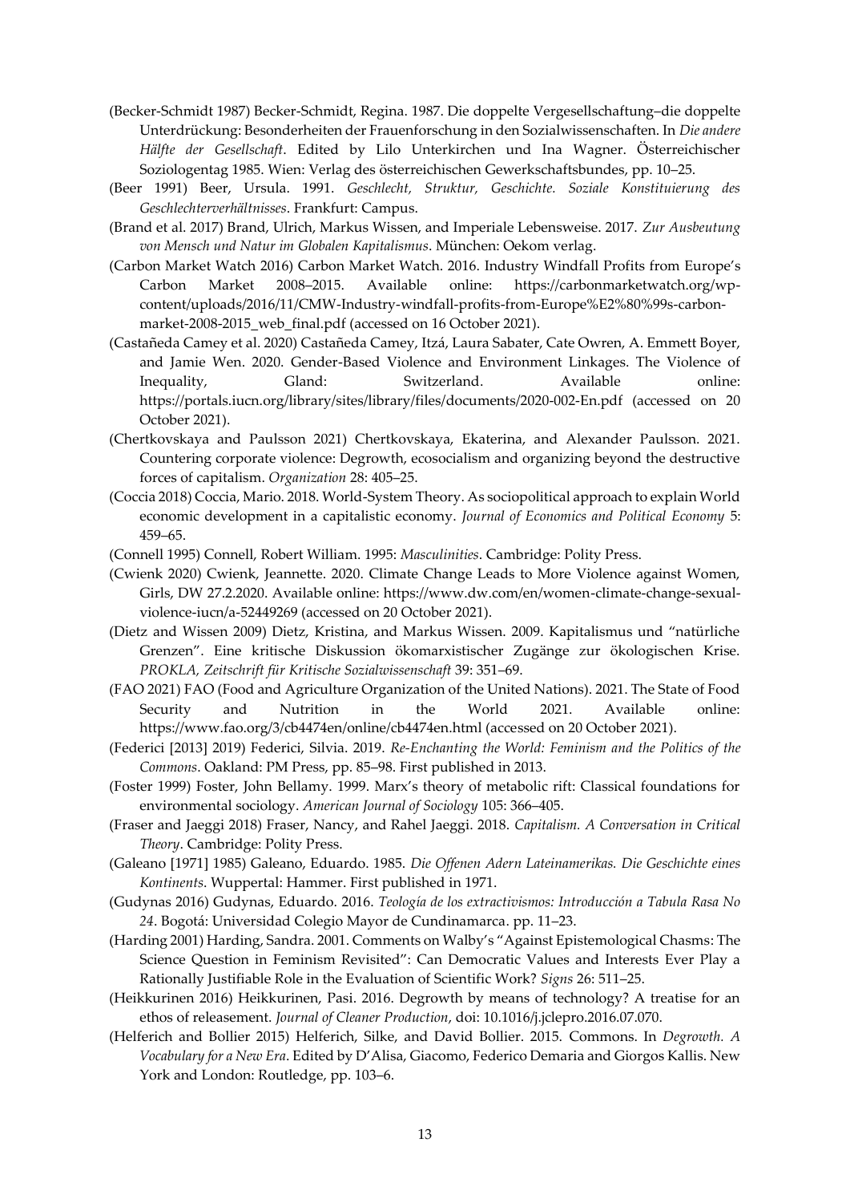(Becker-Schmidt 1987) Becker-Schmidt, Regina. 1987. Die doppelte Vergesellschaftung–die doppelte Unterdrückung: Besonderheiten der Frauenforschung in den Sozialwissenschaften. In *Die andere Hälfte der Gesellschaft*. Edited by Lilo Unterkirchen und Ina Wagner. Österreichischer Soziologentag 1985. Wien: Verlag des österreichischen Gewerkschaftsbundes, pp. 10–25.

(Beer 1991) Beer, Ursula. 1991. *Geschlecht, Struktur, Geschichte. Soziale Konstituierung des Geschlechterverhältnisses*. Frankfurt: Campus.

(Brand et al. 2017) Brand, Ulrich, Markus Wissen, and Imperiale Lebensweise. 2017. *Zur Ausbeutung von Mensch und Natur im Globalen Kapitalismus*. München: Oekom verlag.

(Carbon Market Watch 2016) Carbon Market Watch. 2016. Industry Windfall Profits from Europe's Carbon Market 2008–2015. Available online: https://carbonmarketwatch.org/wp-content/uploads/2016/11/CMW-Industry-windfall-profits-from-Europe%E2%80%99s-carbon-market-2008-2015_web_final.pdf (accessed on 16 October 2021).

(Castañeda Camey et al. 2020) Castañeda Camey, Itzá, Laura Sabater, Cate Owren, A. Emmett Boyer, and Jamie Wen. 2020. Gender-Based Violence and Environment Linkages. The Violence of Inequality, Gland: Switzerland. Available online: https://portals.iucn.org/library/sites/library/files/documents/2020-002-En.pdf (accessed on 20 October 2021).

(Chertkovskaya and Paulsson 2021) Chertkovskaya, Ekaterina, and Alexander Paulsson. 2021. Countering corporate violence: Degrowth, ecosocialism and organizing beyond the destructive forces of capitalism. *Organization* 28: 405–25.

(Coccia 2018) Coccia, Mario. 2018. World-System Theory. As sociopolitical approach to explain World economic development in a capitalistic economy. *Journal of Economics and Political Economy* 5: 459–65.

(Connell 1995) Connell, Robert William. 1995: *Masculinities*. Cambridge: Polity Press.

(Cwienk 2020) Cwienk, Jeannette. 2020. Climate Change Leads to More Violence against Women, Girls, DW 27.2.2020. Available online: https://www.dw.com/en/women-climate-change-sexual-violence-iucn/a-52449269 (accessed on 20 October 2021).

(Dietz and Wissen 2009) Dietz, Kristina, and Markus Wissen. 2009. Kapitalismus und "natürliche Grenzen". Eine kritische Diskussion ökomarxistischer Zugänge zur ökologischen Krise. *PROKLA, Zeitschrift für Kritische Sozialwissenschaft* 39: 351–69.

(FAO 2021) FAO (Food and Agriculture Organization of the United Nations). 2021. The State of Food Security and Nutrition in the World 2021. Available online: https://www.fao.org/3/cb4474en/online/cb4474en.html (accessed on 20 October 2021).

(Federici [2013] 2019) Federici, Silvia. 2019. *Re-Enchanting the World: Feminism and the Politics of the Commons*. Oakland: PM Press, pp. 85–98. First published in 2013.

(Foster 1999) Foster, John Bellamy. 1999. Marx's theory of metabolic rift: Classical foundations for environmental sociology. *American Journal of Sociology* 105: 366–405.

(Fraser and Jaeggi 2018) Fraser, Nancy, and Rahel Jaeggi. 2018. *Capitalism. A Conversation in Critical Theory*. Cambridge: Polity Press.

(Galeano [1971] 1985) Galeano, Eduardo. 1985. *Die Offenen Adern Lateinamerikas. Die Geschichte eines Kontinents*. Wuppertal: Hammer. First published in 1971.

(Gudynas 2016) Gudynas, Eduardo. 2016. *Teología de los extractivismos: Introducción a Tabula Rasa No 24*. Bogotá: Universidad Colegio Mayor de Cundinamarca. pp. 11–23.

(Harding 2001) Harding, Sandra. 2001. Comments on Walby's "Against Epistemological Chasms: The Science Question in Feminism Revisited": Can Democratic Values and Interests Ever Play a Rationally Justifiable Role in the Evaluation of Scientific Work? *Signs* 26: 511–25.

(Heikkurinen 2016) Heikkurinen, Pasi. 2016. Degrowth by means of technology? A treatise for an ethos of releasement. *Journal of Cleaner Production*, doi: 10.1016/j.jclepro.2016.07.070.

(Helferich and Bollier 2015) Helferich, Silke, and David Bollier. 2015. Commons. In *Degrowth. A Vocabulary for a New Era*. Edited by D'Alisa, Giacomo, Federico Demaria and Giorgos Kallis. New York and London: Routledge, pp. 103–6.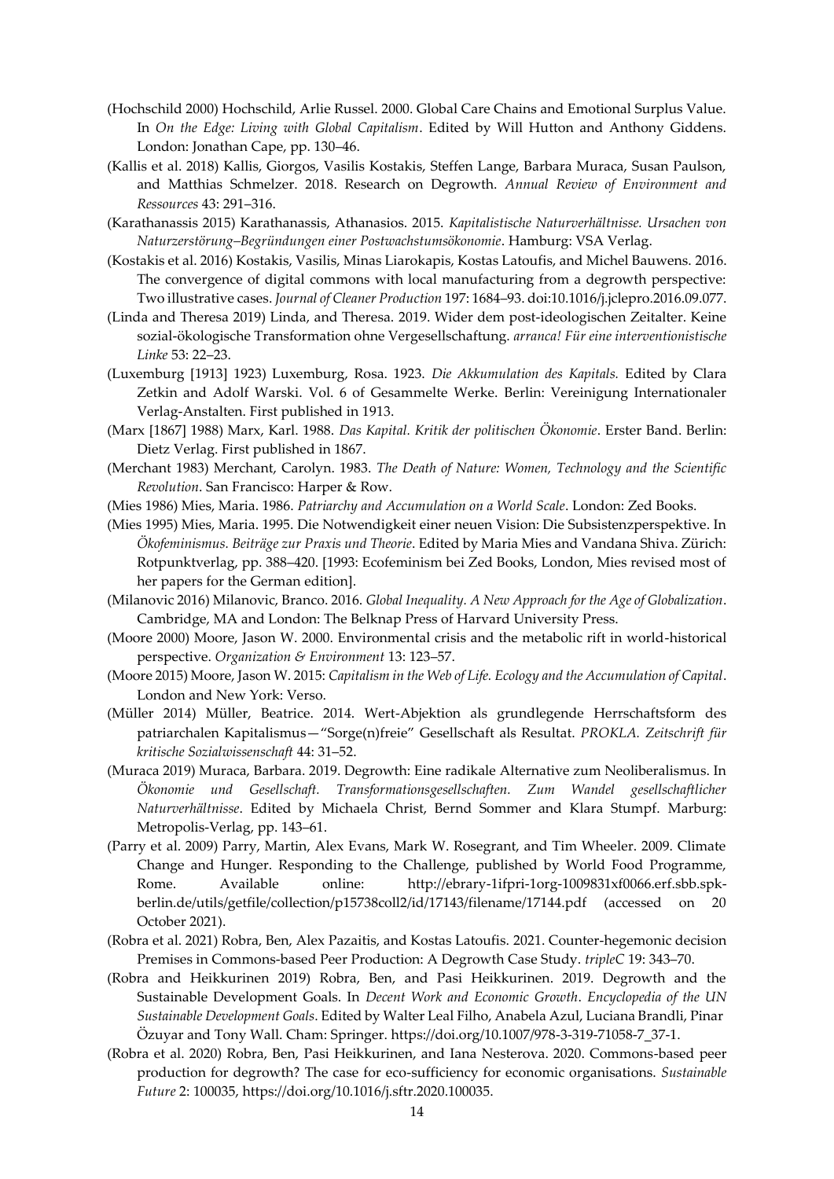(Hochschild 2000) Hochschild, Arlie Russel. 2000. Global Care Chains and Emotional Surplus Value. In *On the Edge: Living with Global Capitalism*. Edited by Will Hutton and Anthony Giddens. London: Jonathan Cape, pp. 130–46.

(Kallis et al. 2018) Kallis, Giorgos, Vasilis Kostakis, Steffen Lange, Barbara Muraca, Susan Paulson, and Matthias Schmelzer. 2018. Research on Degrowth. *Annual Review of Environment and Ressources* 43: 291–316.

(Karathanassis 2015) Karathanassis, Athanasios. 2015. *Kapitalistische Naturverhältnisse. Ursachen von Naturzerstörung–Begründungen einer Postwachstumsökonomie*. Hamburg: VSA Verlag.

(Kostakis et al. 2016) Kostakis, Vasilis, Minas Liarokapis, Kostas Latoufis, and Michel Bauwens. 2016. The convergence of digital commons with local manufacturing from a degrowth perspective: Two illustrative cases. *Journal of Cleaner Production* 197: 1684–93. doi:10.1016/j.jclepro.2016.09.077.

(Linda and Theresa 2019) Linda, and Theresa. 2019. Wider dem post-ideologischen Zeitalter. Keine sozial-ökologische Transformation ohne Vergesellschaftung. *arranca! Für eine interventionistische Linke* 53: 22–23.

(Luxemburg [1913] 1923) Luxemburg, Rosa. 1923. *Die Akkumulation des Kapitals.* Edited by Clara Zetkin and Adolf Warski. Vol. 6 of Gesammelte Werke. Berlin: Vereinigung Internationaler Verlag-Anstalten. First published in 1913.

(Marx [1867] 1988) Marx, Karl. 1988. *Das Kapital. Kritik der politischen Ökonomie*. Erster Band. Berlin: Dietz Verlag. First published in 1867.

(Merchant 1983) Merchant, Carolyn. 1983. *The Death of Nature: Women, Technology and the Scientific Revolution*. San Francisco: Harper & Row.

(Mies 1986) Mies, Maria. 1986. *Patriarchy and Accumulation on a World Scale*. London: Zed Books.

(Mies 1995) Mies, Maria. 1995. Die Notwendigkeit einer neuen Vision: Die Subsistenzperspektive. In *Ökofeminismus. Beiträge zur Praxis und Theorie*. Edited by Maria Mies and Vandana Shiva. Zürich: Rotpunktverlag, pp. 388–420. [1993: Ecofeminism bei Zed Books, London, Mies revised most of her papers for the German edition].

(Milanovic 2016) Milanovic, Branco. 2016. *Global Inequality. A New Approach for the Age of Globalization*. Cambridge, MA and London: The Belknap Press of Harvard University Press.

(Moore 2000) Moore, Jason W. 2000. Environmental crisis and the metabolic rift in world-historical perspective. *Organization & Environment* 13: 123–57.

(Moore 2015) Moore, Jason W. 2015: *Capitalism in the Web of Life. Ecology and the Accumulation of Capital*. London and New York: Verso.

(Müller 2014) Müller, Beatrice. 2014. Wert-Abjektion als grundlegende Herrschaftsform des patriarchalen Kapitalismus—"Sorge(n)freie" Gesellschaft als Resultat. *PROKLA. Zeitschrift für kritische Sozialwissenschaft* 44: 31–52.

(Muraca 2019) Muraca, Barbara. 2019. Degrowth: Eine radikale Alternative zum Neoliberalismus. In *Ökonomie und Gesellschaft. Transformationsgesellschaften. Zum Wandel gesellschaftlicher Naturverhältnisse*. Edited by Michaela Christ, Bernd Sommer and Klara Stumpf. Marburg: Metropolis-Verlag, pp. 143–61.

(Parry et al. 2009) Parry, Martin, Alex Evans, Mark W. Rosegrant, and Tim Wheeler. 2009. Climate Change and Hunger. Responding to the Challenge, published by World Food Programme, Rome. Available online: http://ebrary-1ifpri-1org-1009831xf0066.erf.sbb.spk-berlin.de/utils/getfile/collection/p15738coll2/id/17143/filename/17144.pdf (accessed on 20 October 2021).

(Robra et al. 2021) Robra, Ben, Alex Pazaitis, and Kostas Latoufis. 2021. Counter-hegemonic decision Premises in Commons-based Peer Production: A Degrowth Case Study. *tripleC* 19: 343–70.

(Robra and Heikkurinen 2019) Robra, Ben, and Pasi Heikkurinen. 2019. Degrowth and the Sustainable Development Goals. In *Decent Work and Economic Growth*. *Encyclopedia of the UN Sustainable Development Goals*. Edited by Walter Leal Filho, Anabela Azul, Luciana Brandli, Pinar Özuyar and Tony Wall. Cham: Springer. https://doi.org/10.1007/978-3-319-71058-7_37-1.

(Robra et al. 2020) Robra, Ben, Pasi Heikkurinen, and Iana Nesterova. 2020. Commons-based peer production for degrowth? The case for eco-sufficiency for economic organisations. *Sustainable Future* 2: 100035, https://doi.org/10.1016/j.sftr.2020.100035.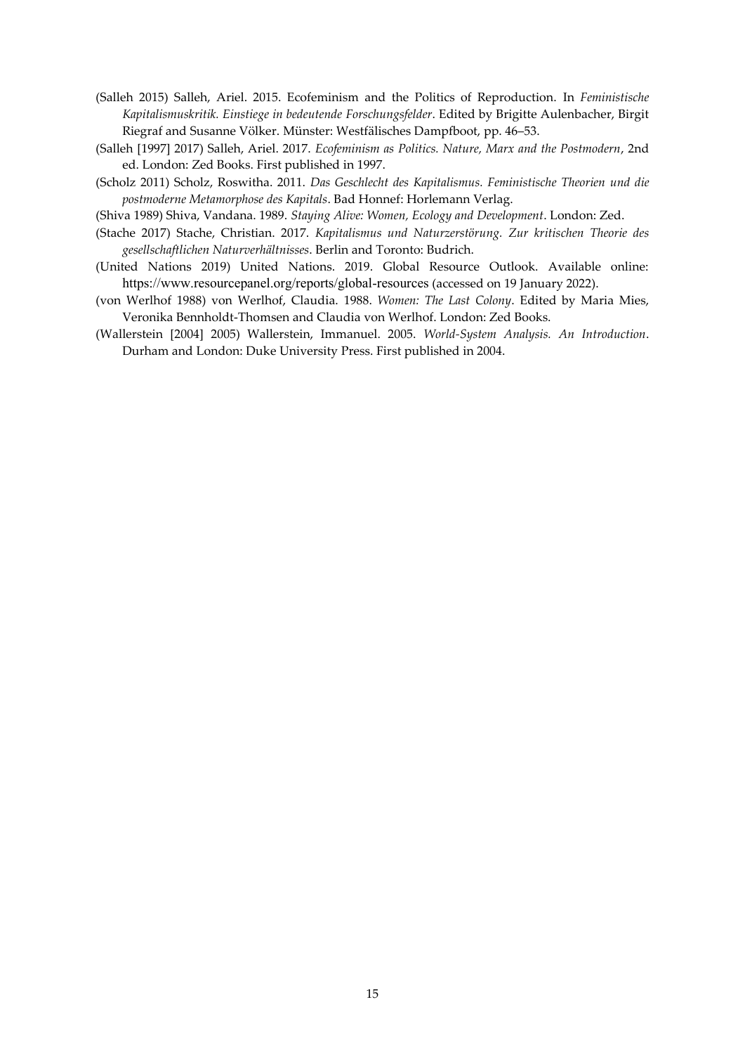(Salleh 2015) Salleh, Ariel. 2015. Ecofeminism and the Politics of Reproduction. In *Feministische Kapitalismuskritik. Einstiege in bedeutende Forschungsfelder*. Edited by Brigitte Aulenbacher, Birgit Riegraf and Susanne Völker. Münster: Westfälisches Dampfboot, pp. 46–53.

(Salleh [1997] 2017) Salleh, Ariel. 2017. *Ecofeminism as Politics. Nature, Marx and the Postmodern*, 2nd ed. London: Zed Books. First published in 1997.

(Scholz 2011) Scholz, Roswitha. 2011. *Das Geschlecht des Kapitalismus. Feministische Theorien und die postmoderne Metamorphose des Kapitals*. Bad Honnef: Horlemann Verlag.

(Shiva 1989) Shiva, Vandana. 1989. *Staying Alive: Women, Ecology and Development*. London: Zed.

(Stache 2017) Stache, Christian. 2017. *Kapitalismus und Naturzerstörung. Zur kritischen Theorie des gesellschaftlichen Naturverhältnisses*. Berlin and Toronto: Budrich.

(United Nations 2019) United Nations. 2019. Global Resource Outlook. Available online: https://www.resourcepanel.org/reports/global-resources (accessed on 19 January 2022).

(von Werlhof 1988) von Werlhof, Claudia. 1988. *Women: The Last Colony*. Edited by Maria Mies, Veronika Bennholdt-Thomsen and Claudia von Werlhof. London: Zed Books.

(Wallerstein [2004] 2005) Wallerstein, Immanuel. 2005. *World-System Analysis. An Introduction*. Durham and London: Duke University Press. First published in 2004.